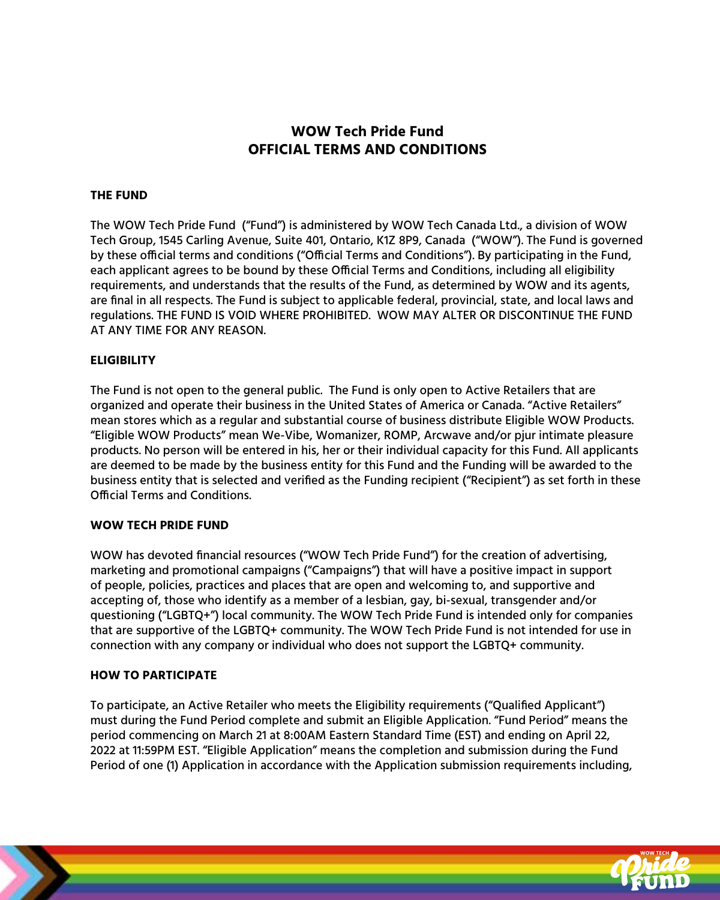# WOW Tech Pride Fund
# OFFICIAL TERMS AND CONDITIONS

## THE FUND

The WOW Tech Pride Fund ("Fund") is administered by WOW Tech Canada Ltd., a division of WOW Tech Group, 1545 Carling Avenue, Suite 401, Ontario, K1Z 8P9, Canada ("WOW"). The Fund is governed by these official terms and conditions ("Official Terms and Conditions"). By participating in the Fund, each applicant agrees to be bound by these Official Terms and Conditions, including all eligibility requirements, and understands that the results of the Fund, as determined by WOW and its agents, are final in all respects. The Fund is subject to applicable federal, provincial, state, and local laws and regulations. THE FUND IS VOID WHERE PROHIBITED. WOW MAY ALTER OR DISCONTINUE THE FUND AT ANY TIME FOR ANY REASON.

## ELIGIBILITY

The Fund is not open to the general public. The Fund is only open to Active Retailers that are organized and operate their business in the United States of America or Canada. "Active Retailers" mean stores which as a regular and substantial course of business distribute Eligible WOW Products. "Eligible WOW Products" mean We-Vibe, Womanizer, ROMP, Arcwave and/or pjur intimate pleasure products. No person will be entered in his, her or their individual capacity for this Fund. All applicants are deemed to be made by the business entity for this Fund and the Funding will be awarded to the business entity that is selected and verified as the Funding recipient ("Recipient") as set forth in these Official Terms and Conditions.

## WOW TECH PRIDE FUND

WOW has devoted financial resources ("WOW Tech Pride Fund") for the creation of advertising, marketing and promotional campaigns ("Campaigns") that will have a positive impact in support of people, policies, practices and places that are open and welcoming to, and supportive and accepting of, those who identify as a member of a lesbian, gay, bi-sexual, transgender and/or questioning ("LGBTQ+") local community. The WOW Tech Pride Fund is intended only for companies that are supportive of the LGBTQ+ community. The WOW Tech Pride Fund is not intended for use in connection with any company or individual who does not support the LGBTQ+ community.

## HOW TO PARTICIPATE

To participate, an Active Retailer who meets the Eligibility requirements ("Qualified Applicant") must during the Fund Period complete and submit an Eligible Application. "Fund Period" means the period commencing on March 21 at 8:00AM Eastern Standard Time (EST) and ending on April 22, 2022 at 11:59PM EST. "Eligible Application" means the completion and submission during the Fund Period of one (1) Application in accordance with the Application submission requirements including,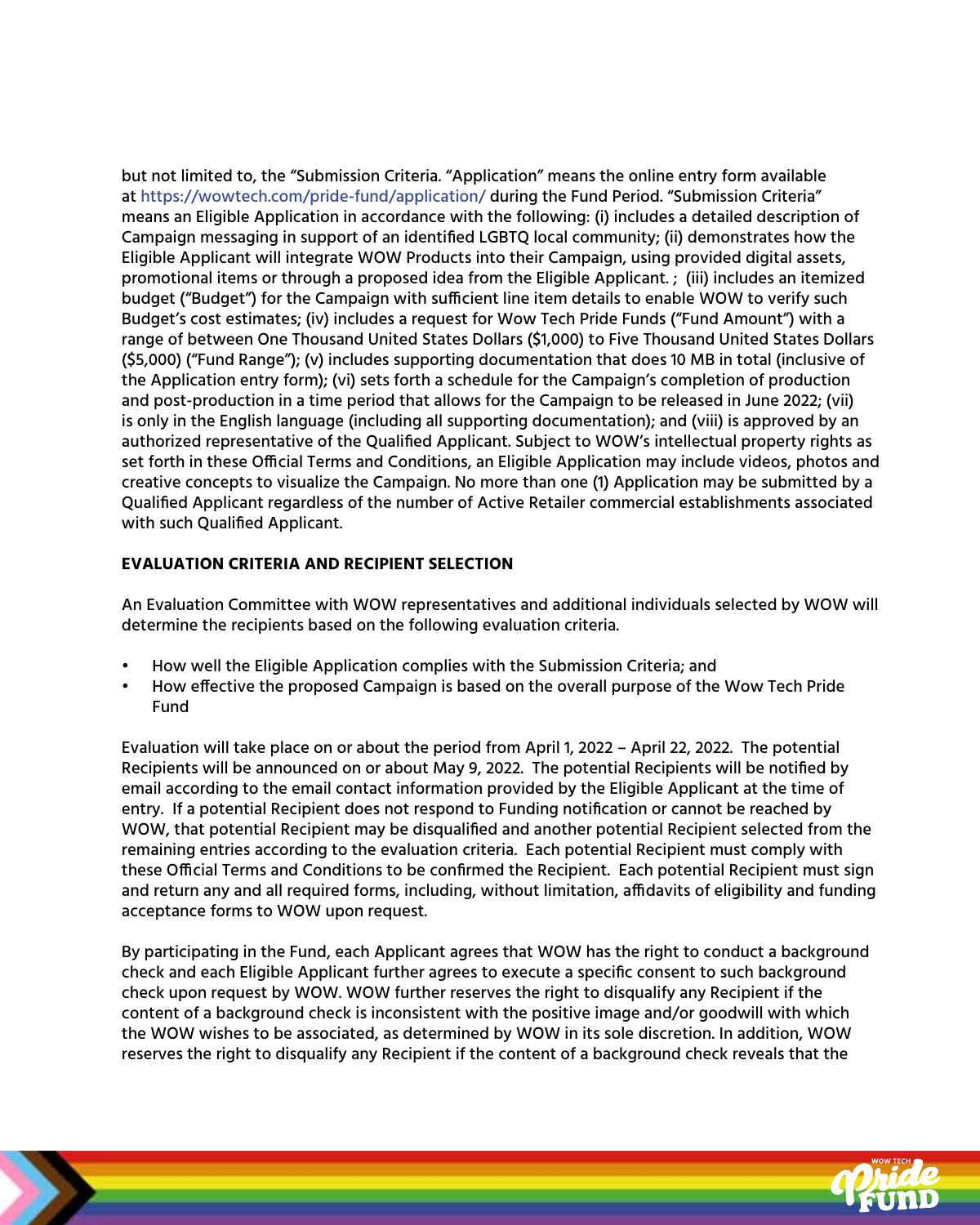but not limited to, the "Submission Criteria. "Application" means the online entry form available at https://wowtech.com/pride-fund/application/ during the Fund Period. "Submission Criteria" means an Eligible Application in accordance with the following: (i) includes a detailed description of Campaign messaging in support of an identified LGBTQ local community; (ii) demonstrates how the Eligible Applicant will integrate WOW Products into their Campaign, using provided digital assets, promotional items or through a proposed idea from the Eligible Applicant. ; (iii) includes an itemized budget ("Budget") for the Campaign with sufficient line item details to enable WOW to verify such Budget's cost estimates; (iv) includes a request for Wow Tech Pride Funds ("Fund Amount") with a range of between One Thousand United States Dollars ($1,000) to Five Thousand United States Dollars ($5,000) ("Fund Range"); (v) includes supporting documentation that does 10 MB in total (inclusive of the Application entry form); (vi) sets forth a schedule for the Campaign's completion of production and post-production in a time period that allows for the Campaign to be released in June 2022; (vii) is only in the English language (including all supporting documentation); and (viii) is approved by an authorized representative of the Qualified Applicant. Subject to WOW's intellectual property rights as set forth in these Official Terms and Conditions, an Eligible Application may include videos, photos and creative concepts to visualize the Campaign. No more than one (1) Application may be submitted by a Qualified Applicant regardless of the number of Active Retailer commercial establishments associated with such Qualified Applicant.

**EVALUATION CRITERIA AND RECIPIENT SELECTION**

An Evaluation Committee with WOW representatives and additional individuals selected by WOW will determine the recipients based on the following evaluation criteria.

- How well the Eligible Application complies with the Submission Criteria; and
- How effective the proposed Campaign is based on the overall purpose of the Wow Tech Pride Fund

Evaluation will take place on or about the period from April 1, 2022 – April 22, 2022. The potential Recipients will be announced on or about May 9, 2022. The potential Recipients will be notified by email according to the email contact information provided by the Eligible Applicant at the time of entry. If a potential Recipient does not respond to Funding notification or cannot be reached by WOW, that potential Recipient may be disqualified and another potential Recipient selected from the remaining entries according to the evaluation criteria. Each potential Recipient must comply with these Official Terms and Conditions to be confirmed the Recipient. Each potential Recipient must sign and return any and all required forms, including, without limitation, affidavits of eligibility and funding acceptance forms to WOW upon request.

By participating in the Fund, each Applicant agrees that WOW has the right to conduct a background check and each Eligible Applicant further agrees to execute a specific consent to such background check upon request by WOW. WOW further reserves the right to disqualify any Recipient if the content of a background check is inconsistent with the positive image and/or goodwill with which the WOW wishes to be associated, as determined by WOW in its sole discretion. In addition, WOW reserves the right to disqualify any Recipient if the content of a background check reveals that the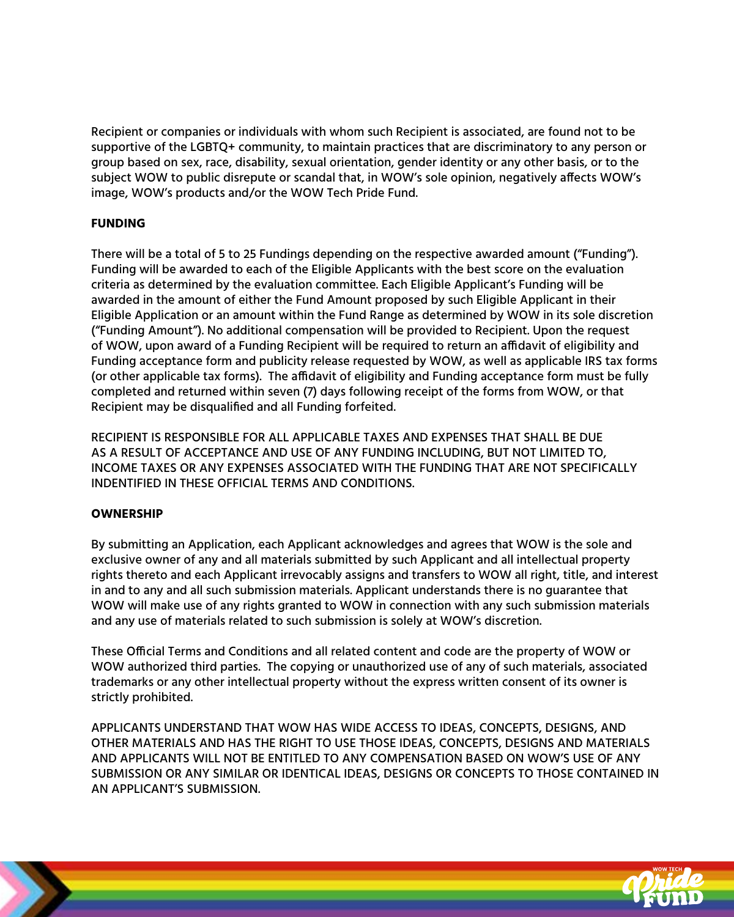Recipient or companies or individuals with whom such Recipient is associated, are found not to be supportive of the LGBTQ+ community, to maintain practices that are discriminatory to any person or group based on sex, race, disability, sexual orientation, gender identity or any other basis, or to the subject WOW to public disrepute or scandal that, in WOW's sole opinion, negatively affects WOW's image, WOW's products and/or the WOW Tech Pride Fund.

**FUNDING**

There will be a total of 5 to 25 Fundings depending on the respective awarded amount ("Funding"). Funding will be awarded to each of the Eligible Applicants with the best score on the evaluation criteria as determined by the evaluation committee. Each Eligible Applicant's Funding will be awarded in the amount of either the Fund Amount proposed by such Eligible Applicant in their Eligible Application or an amount within the Fund Range as determined by WOW in its sole discretion ("Funding Amount"). No additional compensation will be provided to Recipient. Upon the request of WOW, upon award of a Funding Recipient will be required to return an affidavit of eligibility and Funding acceptance form and publicity release requested by WOW, as well as applicable IRS tax forms (or other applicable tax forms). The affidavit of eligibility and Funding acceptance form must be fully completed and returned within seven (7) days following receipt of the forms from WOW, or that Recipient may be disqualified and all Funding forfeited.

RECIPIENT IS RESPONSIBLE FOR ALL APPLICABLE TAXES AND EXPENSES THAT SHALL BE DUE AS A RESULT OF ACCEPTANCE AND USE OF ANY FUNDING INCLUDING, BUT NOT LIMITED TO, INCOME TAXES OR ANY EXPENSES ASSOCIATED WITH THE FUNDING THAT ARE NOT SPECIFICALLY INDENTIFIED IN THESE OFFICIAL TERMS AND CONDITIONS.

**OWNERSHIP**

By submitting an Application, each Applicant acknowledges and agrees that WOW is the sole and exclusive owner of any and all materials submitted by such Applicant and all intellectual property rights thereto and each Applicant irrevocably assigns and transfers to WOW all right, title, and interest in and to any and all such submission materials. Applicant understands there is no guarantee that WOW will make use of any rights granted to WOW in connection with any such submission materials and any use of materials related to such submission is solely at WOW's discretion.

These Official Terms and Conditions and all related content and code are the property of WOW or WOW authorized third parties. The copying or unauthorized use of any of such materials, associated trademarks or any other intellectual property without the express written consent of its owner is strictly prohibited.

APPLICANTS UNDERSTAND THAT WOW HAS WIDE ACCESS TO IDEAS, CONCEPTS, DESIGNS, AND OTHER MATERIALS AND HAS THE RIGHT TO USE THOSE IDEAS, CONCEPTS, DESIGNS AND MATERIALS AND APPLICANTS WILL NOT BE ENTITLED TO ANY COMPENSATION BASED ON WOW'S USE OF ANY SUBMISSION OR ANY SIMILAR OR IDENTICAL IDEAS, DESIGNS OR CONCEPTS TO THOSE CONTAINED IN AN APPLICANT'S SUBMISSION.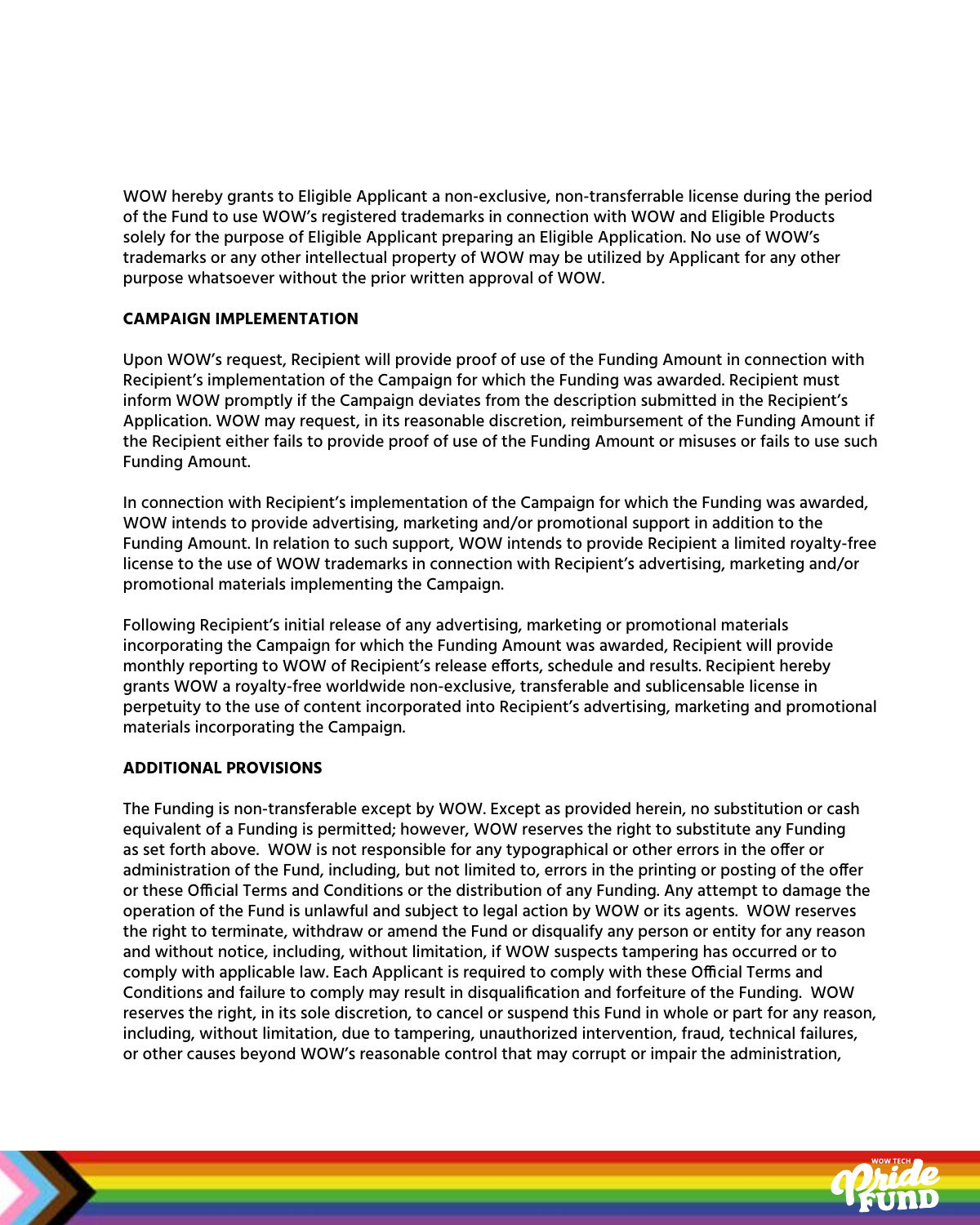WOW hereby grants to Eligible Applicant a non-exclusive, non-transferrable license during the period of the Fund to use WOW's registered trademarks in connection with WOW and Eligible Products solely for the purpose of Eligible Applicant preparing an Eligible Application. No use of WOW's trademarks or any other intellectual property of WOW may be utilized by Applicant for any other purpose whatsoever without the prior written approval of WOW.

**CAMPAIGN IMPLEMENTATION**

Upon WOW's request, Recipient will provide proof of use of the Funding Amount in connection with Recipient's implementation of the Campaign for which the Funding was awarded. Recipient must inform WOW promptly if the Campaign deviates from the description submitted in the Recipient's Application. WOW may request, in its reasonable discretion, reimbursement of the Funding Amount if the Recipient either fails to provide proof of use of the Funding Amount or misuses or fails to use such Funding Amount.

In connection with Recipient's implementation of the Campaign for which the Funding was awarded, WOW intends to provide advertising, marketing and/or promotional support in addition to the Funding Amount. In relation to such support, WOW intends to provide Recipient a limited royalty-free license to the use of WOW trademarks in connection with Recipient's advertising, marketing and/or promotional materials implementing the Campaign.

Following Recipient's initial release of any advertising, marketing or promotional materials incorporating the Campaign for which the Funding Amount was awarded, Recipient will provide monthly reporting to WOW of Recipient's release efforts, schedule and results. Recipient hereby grants WOW a royalty-free worldwide non-exclusive, transferable and sublicensable license in perpetuity to the use of content incorporated into Recipient's advertising, marketing and promotional materials incorporating the Campaign.

**ADDITIONAL PROVISIONS**

The Funding is non-transferable except by WOW. Except as provided herein, no substitution or cash equivalent of a Funding is permitted; however, WOW reserves the right to substitute any Funding as set forth above. WOW is not responsible for any typographical or other errors in the offer or administration of the Fund, including, but not limited to, errors in the printing or posting of the offer or these Official Terms and Conditions or the distribution of any Funding. Any attempt to damage the operation of the Fund is unlawful and subject to legal action by WOW or its agents. WOW reserves the right to terminate, withdraw or amend the Fund or disqualify any person or entity for any reason and without notice, including, without limitation, if WOW suspects tampering has occurred or to comply with applicable law. Each Applicant is required to comply with these Official Terms and Conditions and failure to comply may result in disqualification and forfeiture of the Funding. WOW reserves the right, in its sole discretion, to cancel or suspend this Fund in whole or part for any reason, including, without limitation, due to tampering, unauthorized intervention, fraud, technical failures, or other causes beyond WOW's reasonable control that may corrupt or impair the administration,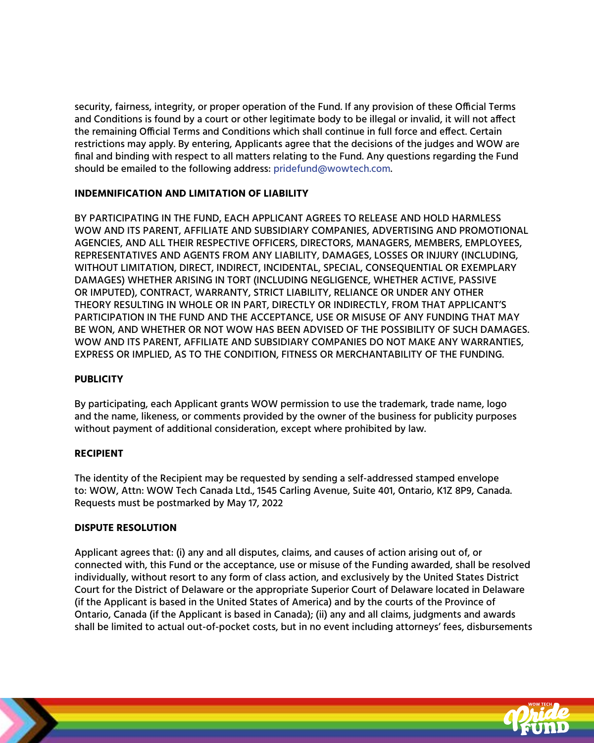security, fairness, integrity, or proper operation of the Fund. If any provision of these Official Terms and Conditions is found by a court or other legitimate body to be illegal or invalid, it will not affect the remaining Official Terms and Conditions which shall continue in full force and effect. Certain restrictions may apply. By entering, Applicants agree that the decisions of the judges and WOW are final and binding with respect to all matters relating to the Fund. Any questions regarding the Fund should be emailed to the following address: pridefund@wowtech.com.

**INDEMNIFICATION AND LIMITATION OF LIABILITY**

BY PARTICIPATING IN THE FUND, EACH APPLICANT AGREES TO RELEASE AND HOLD HARMLESS WOW AND ITS PARENT, AFFILIATE AND SUBSIDIARY COMPANIES, ADVERTISING AND PROMOTIONAL AGENCIES, AND ALL THEIR RESPECTIVE OFFICERS, DIRECTORS, MANAGERS, MEMBERS, EMPLOYEES, REPRESENTATIVES AND AGENTS FROM ANY LIABILITY, DAMAGES, LOSSES OR INJURY (INCLUDING, WITHOUT LIMITATION, DIRECT, INDIRECT, INCIDENTAL, SPECIAL, CONSEQUENTIAL OR EXEMPLARY DAMAGES) WHETHER ARISING IN TORT (INCLUDING NEGLIGENCE, WHETHER ACTIVE, PASSIVE OR IMPUTED), CONTRACT, WARRANTY, STRICT LIABILITY, RELIANCE OR UNDER ANY OTHER THEORY RESULTING IN WHOLE OR IN PART, DIRECTLY OR INDIRECTLY, FROM THAT APPLICANT'S PARTICIPATION IN THE FUND AND THE ACCEPTANCE, USE OR MISUSE OF ANY FUNDING THAT MAY BE WON, AND WHETHER OR NOT WOW HAS BEEN ADVISED OF THE POSSIBILITY OF SUCH DAMAGES. WOW AND ITS PARENT, AFFILIATE AND SUBSIDIARY COMPANIES DO NOT MAKE ANY WARRANTIES, EXPRESS OR IMPLIED, AS TO THE CONDITION, FITNESS OR MERCHANTABILITY OF THE FUNDING.

**PUBLICITY**

By participating, each Applicant grants WOW permission to use the trademark, trade name, logo and the name, likeness, or comments provided by the owner of the business for publicity purposes without payment of additional consideration, except where prohibited by law.

**RECIPIENT**

The identity of the Recipient may be requested by sending a self-addressed stamped envelope to: WOW, Attn: WOW Tech Canada Ltd., 1545 Carling Avenue, Suite 401, Ontario, K1Z 8P9, Canada. Requests must be postmarked by May 17, 2022

**DISPUTE RESOLUTION**

Applicant agrees that: (i) any and all disputes, claims, and causes of action arising out of, or connected with, this Fund or the acceptance, use or misuse of the Funding awarded, shall be resolved individually, without resort to any form of class action, and exclusively by the United States District Court for the District of Delaware or the appropriate Superior Court of Delaware located in Delaware (if the Applicant is based in the United States of America) and by the courts of the Province of Ontario, Canada (if the Applicant is based in Canada); (ii) any and all claims, judgments and awards shall be limited to actual out-of-pocket costs, but in no event including attorneys' fees, disbursements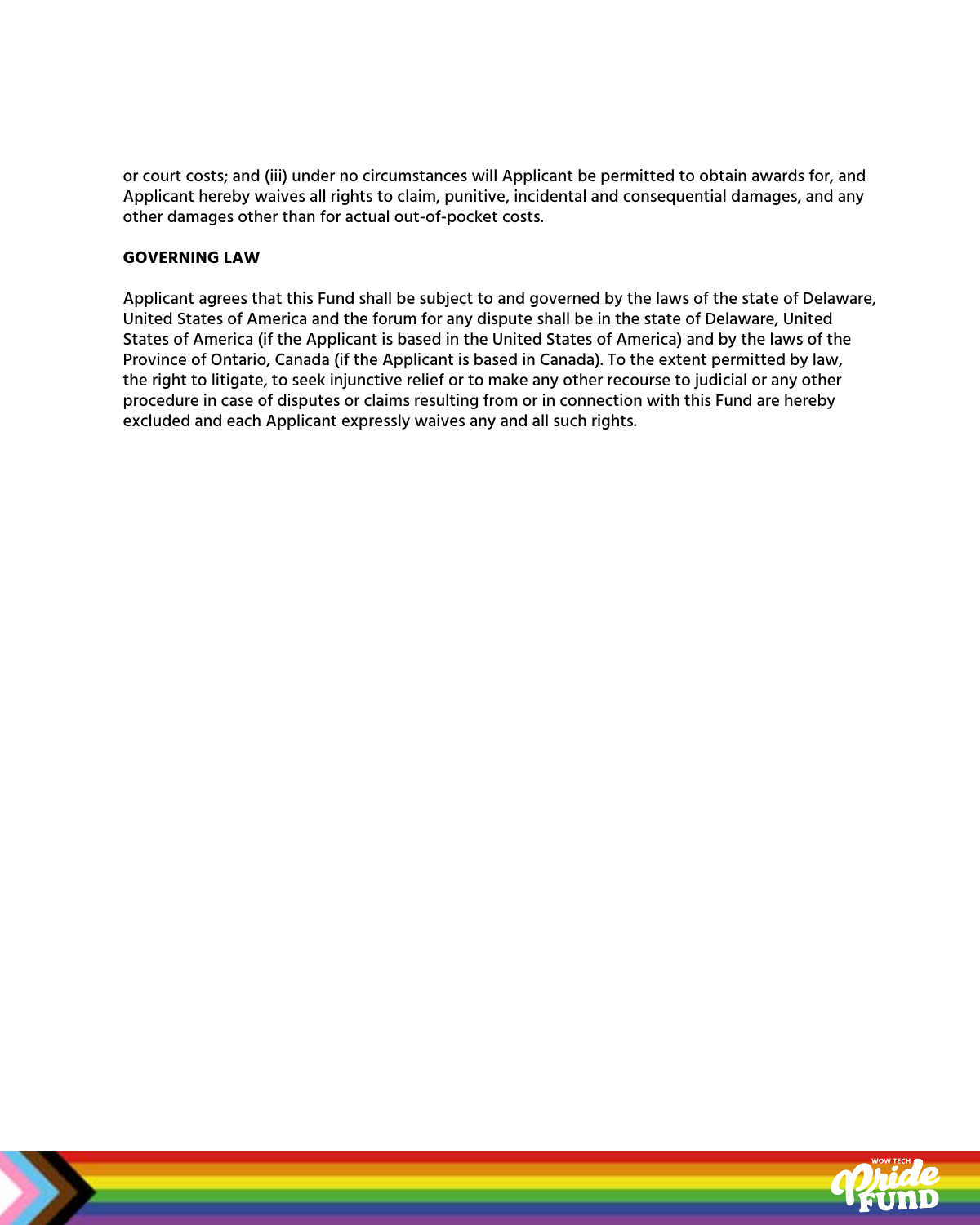or court costs; and (iii) under no circumstances will Applicant be permitted to obtain awards for, and Applicant hereby waives all rights to claim, punitive, incidental and consequential damages, and any other damages other than for actual out-of-pocket costs.

**GOVERNING LAW**

Applicant agrees that this Fund shall be subject to and governed by the laws of the state of Delaware, United States of America and the forum for any dispute shall be in the state of Delaware, United States of America (if the Applicant is based in the United States of America) and by the laws of the Province of Ontario, Canada (if the Applicant is based in Canada). To the extent permitted by law, the right to litigate, to seek injunctive relief or to make any other recourse to judicial or any other procedure in case of disputes or claims resulting from or in connection with this Fund are hereby excluded and each Applicant expressly waives any and all such rights.